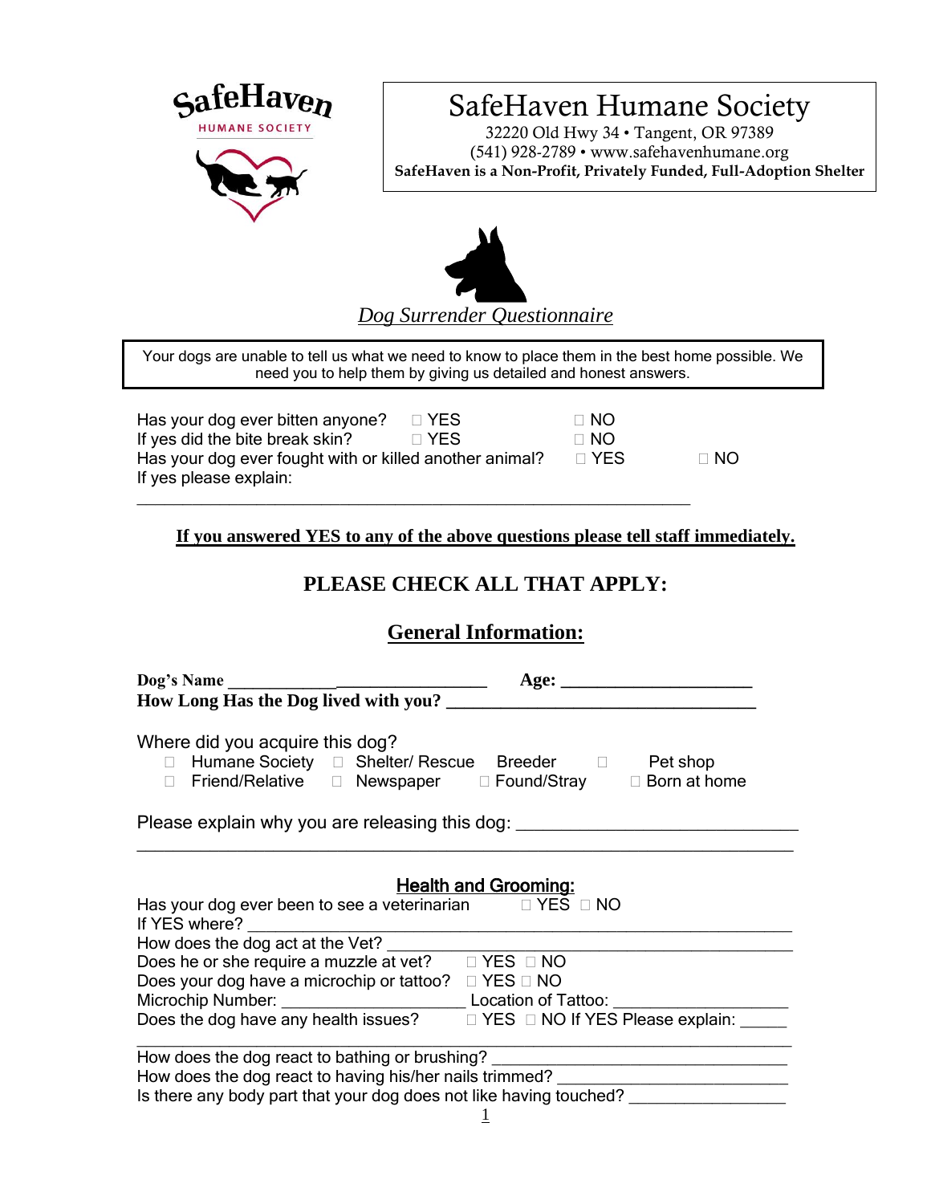SafeHaven
HUMANE SOCIETY

# SafeHaven Humane Society

32220 Old Hwy 34 • Tangent, OR 97389
(541) 928-2789 • www.safehavenhumane.org
**SafeHaven is a Non-Profit, Privately Funded, Full-Adoption Shelter**

## *Dog Surrender Questionnaire*

Your dogs are unable to tell us what we need to know to place them in the best home possible. We need you to help them by giving us detailed and honest answers.

Has your dog ever bitten anyone? ☐ YES ☐ NO
If yes did the bite break skin? ☐ YES ☐ NO
Has your dog ever fought with or killed another animal? ☐ YES ☐ NO
If yes please explain:
_______________________________________________________________

**If you answered YES to any of the above questions please tell staff immediately.**

## PLEASE CHECK ALL THAT APPLY:

## General Information:

**Dog's Name** ______________________________ **Age:** ____________________
**How Long Has the Dog lived with you?** ________________________________

Where did you acquire this dog?

- ☐ Humane Society ☐ Shelter/ Rescue Breeder ☐ Pet shop
- ☐ Friend/Relative ☐ Newspaper ☐ Found/Stray ☐ Born at home

Please explain why you are releasing this dog: ___________________________
_______________________________________________________________

### Health and Grooming:

Has your dog ever been to see a veterinarian ☐ YES ☐ NO
If YES where? __________________________________________________
How does the dog act at the Vet? _______________________________________
Does he or she require a muzzle at vet? ☐ YES ☐ NO
Does your dog have a microchip or tattoo? ☐ YES ☐ NO
Microchip Number: ____________________ Location of Tattoo: __________________
Does the dog have any health issues? ☐ YES ☐ NO If YES Please explain: _____
_______________________________________________________________
How does the dog react to bathing or brushing? ____________________________
How does the dog react to having his/her nails trimmed? _______________________
Is there any body part that your dog does not like having touched? _________________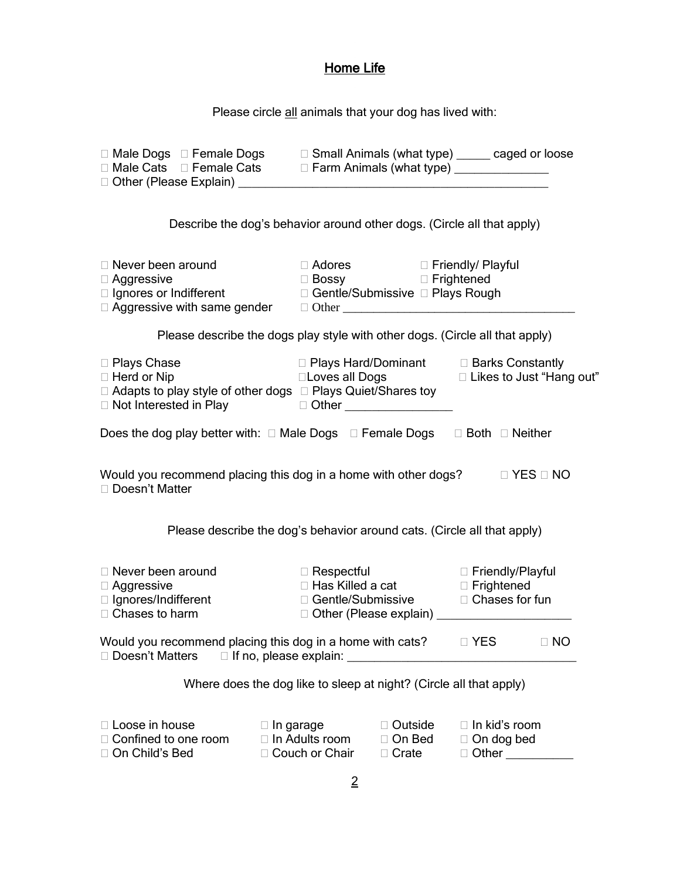## Home Life

Please circle all animals that your dog has lived with:

□ Male Dogs □ Female Dogs □ Small Animals (what type) _____ caged or loose
□ Male Cats □ Female Cats □ Farm Animals (what type) _______________
□ Other (Please Explain) ____________________________________________________

Describe the dog's behavior around other dogs. (Circle all that apply)

□ Never been around □ Adores □ Friendly/ Playful
□ Aggressive □ Bossy □ Frightened
□ Ignores or Indifferent □ Gentle/Submissive □ Plays Rough
□ Aggressive with same gender □ Other ________________________________________

Please describe the dogs play style with other dogs. (Circle all that apply)

□ Plays Chase □ Plays Hard/Dominant □ Barks Constantly
□ Herd or Nip □Loves all Dogs □ Likes to Just "Hang out"
□ Adapts to play style of other dogs □ Plays Quiet/Shares toy
□ Not Interested in Play □ Other _________________

Does the dog play better with: □ Male Dogs □ Female Dogs □ Both □ Neither

Would you recommend placing this dog in a home with other dogs? □ YES □ NO
□ Doesn't Matter

Please describe the dog's behavior around cats. (Circle all that apply)

□ Never been around □ Respectful □ Friendly/Playful
□ Aggressive □ Has Killed a cat □ Frightened
□ Ignores/Indifferent □ Gentle/Submissive □ Chases for fun
□ Chases to harm □ Other (Please explain) _____________________

Would you recommend placing this dog in a home with cats? □ YES □ NO
□ Doesn't Matters □ If no, please explain: ____________________________________

Where does the dog like to sleep at night? (Circle all that apply)

□ Loose in house □ In garage □ Outside □ In kid's room
□ Confined to one room □ In Adults room □ On Bed □ On dog bed
□ On Child's Bed □ Couch or Chair □ Crate □ Other ___________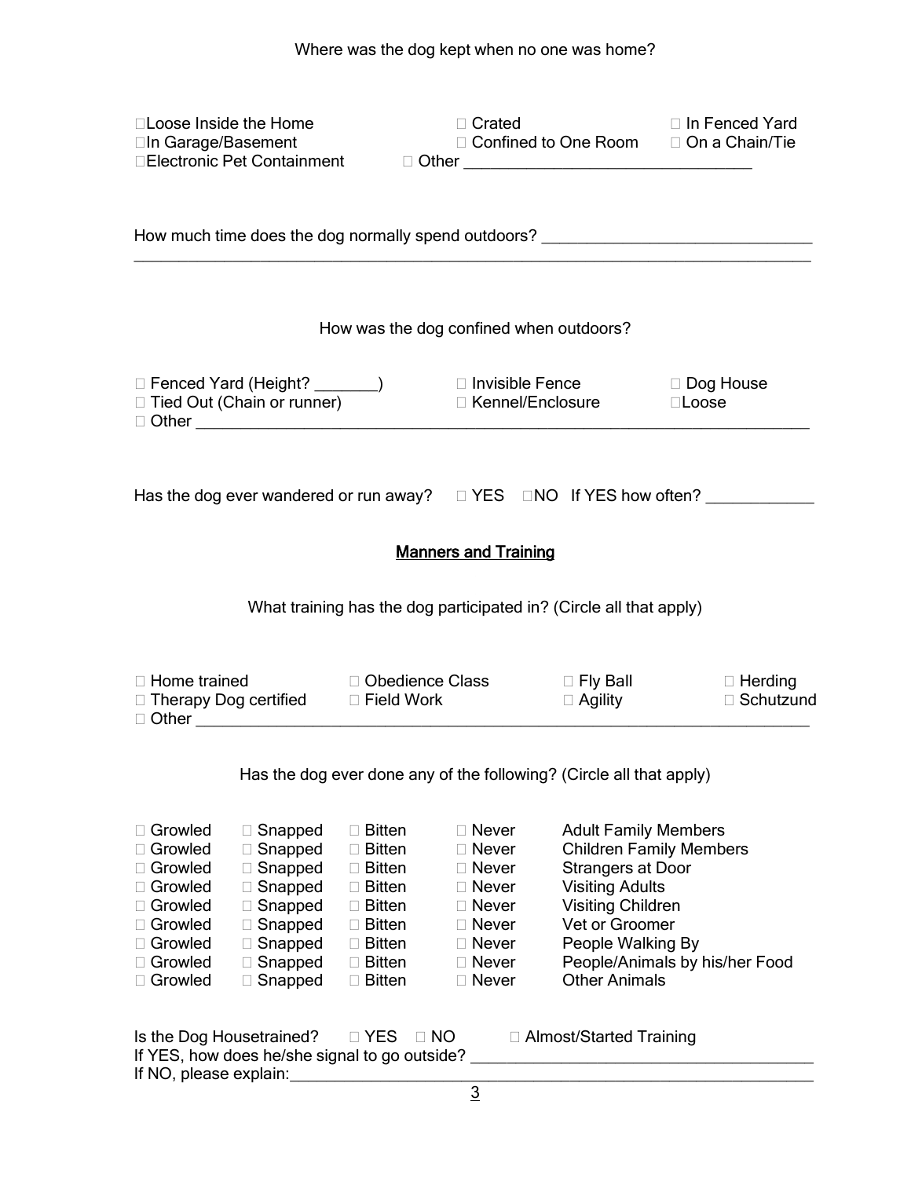Where was the dog kept when no one was home?

☐ Loose Inside the Home ☐ Crated ☐ In Fenced Yard
☐ In Garage/Basement ☐ Confined to One Room ☐ On a Chain/Tie
☐ Electronic Pet Containment ☐ Other ________________________________

How much time does the dog normally spend outdoors? ______________________________
________________________________________________________________________________

How was the dog confined when outdoors?

☐ Fenced Yard (Height? _______) ☐ Invisible Fence ☐ Dog House
☐ Tied Out (Chain or runner) ☐ Kennel/Enclosure ☐ Loose
☐ Other ________________________________________________________________________

Has the dog ever wandered or run away? ☐ YES ☐ NO If YES how often? ____________

## Manners and Training

What training has the dog participated in? (Circle all that apply)

☐ Home trained ☐ Obedience Class ☐ Fly Ball ☐ Herding
☐ Therapy Dog certified ☐ Field Work ☐ Agility ☐ Schutzund
☐ Other ________________________________________________________________________

Has the dog ever done any of the following? (Circle all that apply)

| | | | | |
|---|---|---|---|---|
| ☐ Growled | ☐ Snapped | ☐ Bitten | ☐ Never | Adult Family Members |
| ☐ Growled | ☐ Snapped | ☐ Bitten | ☐ Never | Children Family Members |
| ☐ Growled | ☐ Snapped | ☐ Bitten | ☐ Never | Strangers at Door |
| ☐ Growled | ☐ Snapped | ☐ Bitten | ☐ Never | Visiting Adults |
| ☐ Growled | ☐ Snapped | ☐ Bitten | ☐ Never | Visiting Children |
| ☐ Growled | ☐ Snapped | ☐ Bitten | ☐ Never | Vet or Groomer |
| ☐ Growled | ☐ Snapped | ☐ Bitten | ☐ Never | People Walking By |
| ☐ Growled | ☐ Snapped | ☐ Bitten | ☐ Never | People/Animals by his/her Food |
| ☐ Growled | ☐ Snapped | ☐ Bitten | ☐ Never | Other Animals |

Is the Dog Housetrained? ☐ YES ☐ NO ☐ Almost/Started Training
If YES, how does he/she signal to go outside? _____________________________________
If NO, please explain: ___________________________________________________________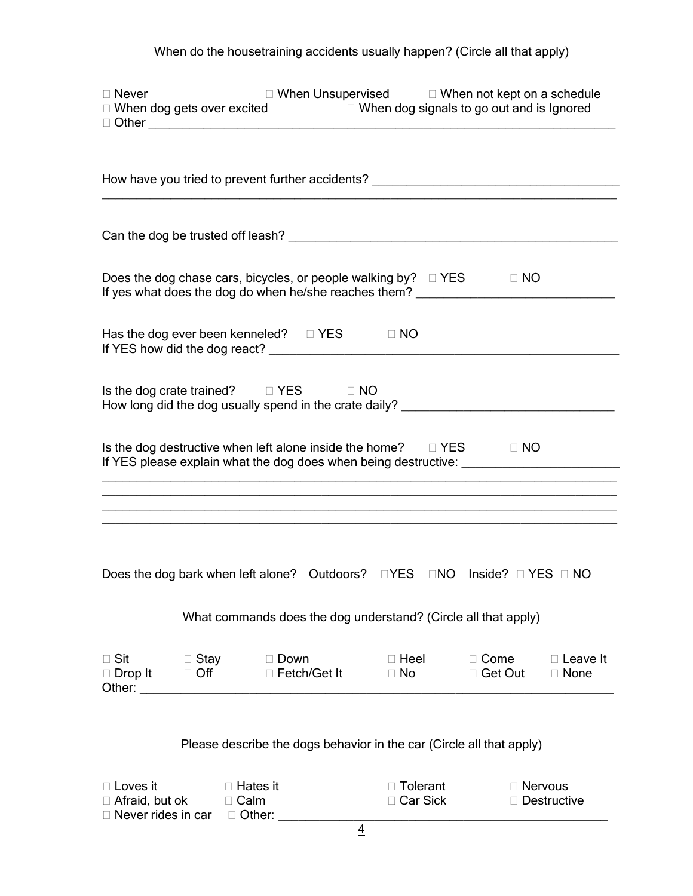When do the housetraining accidents usually happen? (Circle all that apply)

☐ Never ☐ When Unsupervised ☐ When not kept on a schedule
☐ When dog gets over excited ☐ When dog signals to go out and is Ignored
☐ Other ___________________________________________________________________________

How have you tried to prevent further accidents? _______________________________________
_______________________________________________________________________________

Can the dog be trusted off leash? _______________________________________________________

Does the dog chase cars, bicycles, or people walking by? ☐ YES ☐ NO
If yes what does the dog do when he/she reaches them? _________________________________

Has the dog ever been kenneled? ☐ YES ☐ NO
If YES how did the dog react? __________________________________________________________

Is the dog crate trained? ☐ YES ☐ NO
How long did the dog usually spend in the crate daily? ___________________________________

Is the dog destructive when left alone inside the home? ☐ YES ☐ NO
If YES please explain what the dog does when being destructive: __________________________
_______________________________________________________________________________
_______________________________________________________________________________
_______________________________________________________________________________
_______________________________________________________________________________

Does the dog bark when left alone? Outdoors? ☐YES ☐NO Inside? ☐ YES ☐ NO

What commands does the dog understand? (Circle all that apply)

☐ Sit ☐ Stay ☐ Down ☐ Heel ☐ Come ☐ Leave It
☐ Drop It ☐ Off ☐ Fetch/Get It ☐ No ☐ Get Out ☐ None
Other: ________________________________________________________________________

Please describe the dogs behavior in the car (Circle all that apply)

☐ Loves it ☐ Hates it ☐ Tolerant ☐ Nervous
☐ Afraid, but ok ☐ Calm ☐ Car Sick ☐ Destructive
☐ Never rides in car ☐ Other: _____________________________________________________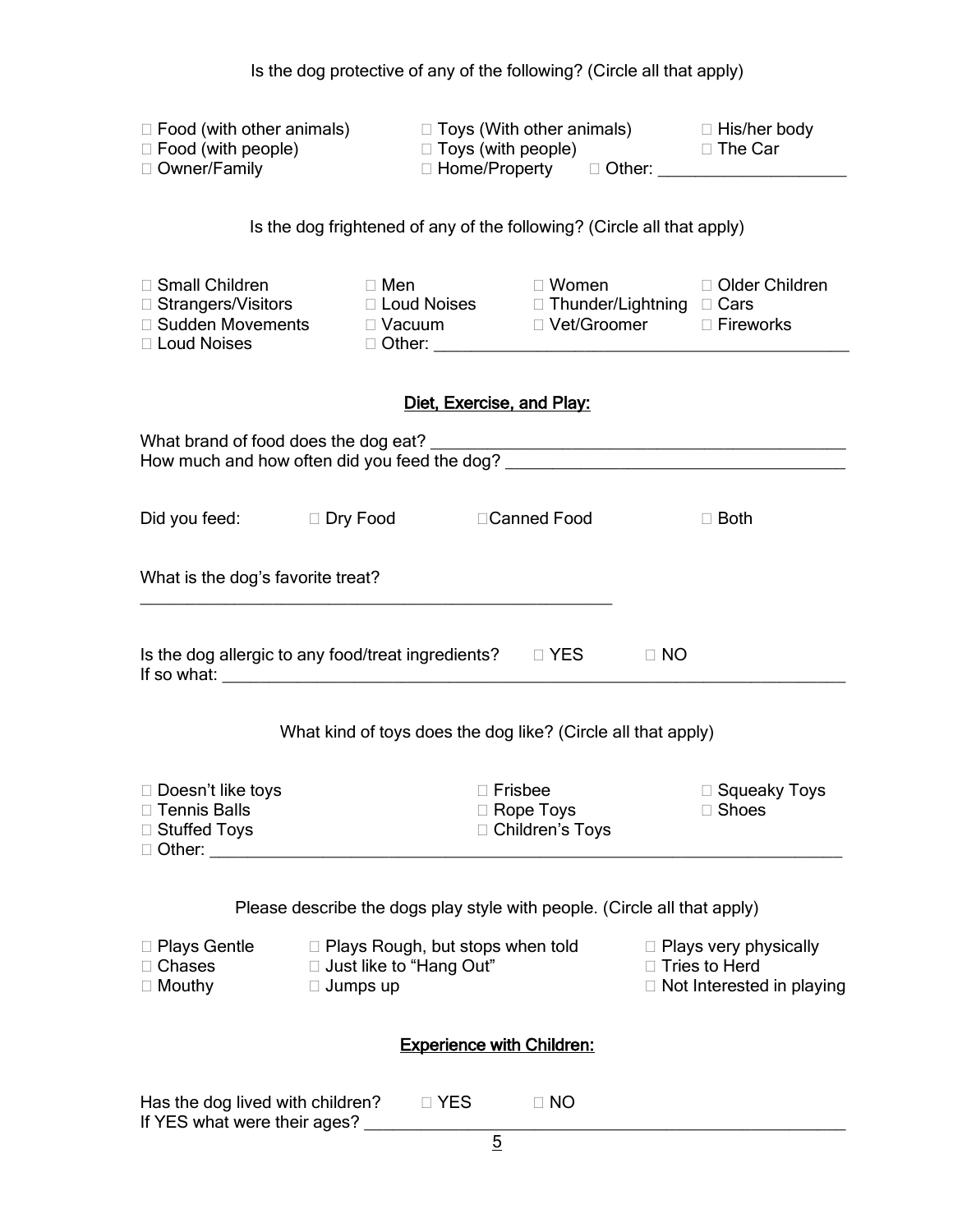Is the dog protective of any of the following? (Circle all that apply)

□ Food (with other animals) □ Toys (With other animals) □ His/her body
□ Food (with people) □ Toys (with people) □ The Car
□ Owner/Family □ Home/Property □ Other: ____________________

Is the dog frightened of any of the following? (Circle all that apply)

□ Small Children □ Men □ Women □ Older Children
□ Strangers/Visitors □ Loud Noises □ Thunder/Lightning □ Cars
□ Sudden Movements □ Vacuum □ Vet/Groomer □ Fireworks
□ Loud Noises □ Other: ________________________________________

## Diet, Exercise, and Play:

What brand of food does the dog eat? ________________________________________
How much and how often did you feed the dog? ________________________________

Did you feed: □ Dry Food □Canned Food □ Both

What is the dog's favorite treat?
________________________________________________

Is the dog allergic to any food/treat ingredients? □ YES □ NO
If so what: ____________________________________________________________

What kind of toys does the dog like? (Circle all that apply)

□ Doesn't like toys □ Frisbee □ Squeaky Toys
□ Tennis Balls □ Rope Toys □ Shoes
□ Stuffed Toys □ Children's Toys
□ Other: ______________________________________________________________

Please describe the dogs play style with people. (Circle all that apply)

□ Plays Gentle □ Plays Rough, but stops when told □ Plays very physically
□ Chases □ Just like to "Hang Out" □ Tries to Herd
□ Mouthy □ Jumps up □ Not Interested in playing

## Experience with Children:

Has the dog lived with children? □ YES □ NO
If YES what were their ages? ______________________________________________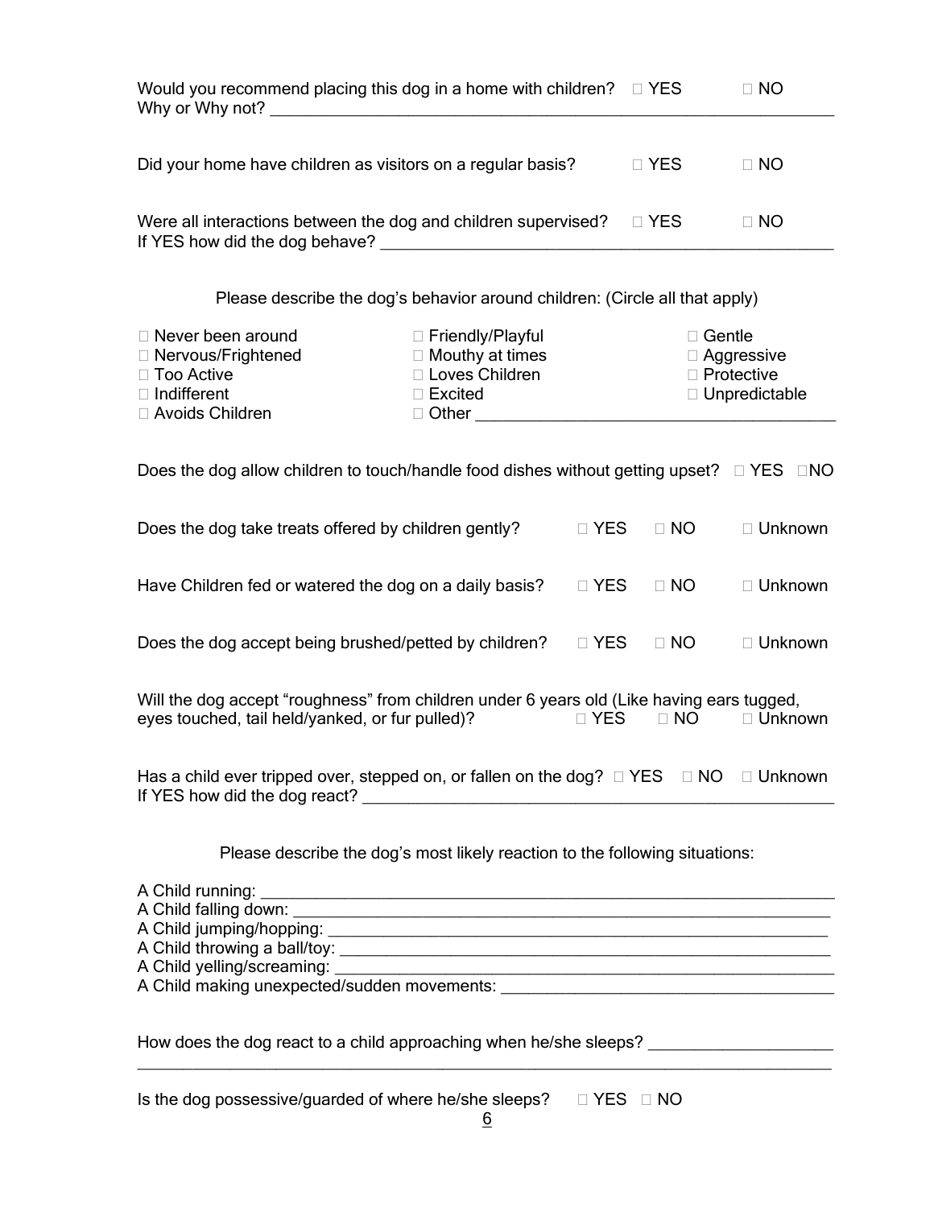Would you recommend placing this dog in a home with children? □ YES □ NO
Why or Why not? ________________________________________________________________

Did your home have children as visitors on a regular basis? □ YES □ NO

Were all interactions between the dog and children supervised? □ YES □ NO
If YES how did the dog behave? __________________________________________________

Please describe the dog's behavior around children: (Circle all that apply)

| | | |
|---|---|---|
| □ Never been around | □ Friendly/Playful | □ Gentle |
| □ Nervous/Frightened | □ Mouthy at times | □ Aggressive |
| □ Too Active | □ Loves Children | □ Protective |
| □ Indifferent | □ Excited | □ Unpredictable |
| □ Avoids Children | □ Other ________________________ | |

Does the dog allow children to touch/handle food dishes without getting upset? □ YES □NO

Does the dog take treats offered by children gently? □ YES □ NO □ Unknown

Have Children fed or watered the dog on a daily basis? □ YES □ NO □ Unknown

Does the dog accept being brushed/petted by children? □ YES □ NO □ Unknown

Will the dog accept "roughness" from children under 6 years old (Like having ears tugged, eyes touched, tail held/yanked, or fur pulled)? □ YES □ NO □ Unknown

Has a child ever tripped over, stepped on, or fallen on the dog? □ YES □ NO □ Unknown
If YES how did the dog react? __________________________________________________

Please describe the dog's most likely reaction to the following situations:

A Child running: ______________________________________________________________
A Child falling down: __________________________________________________________
A Child jumping/hopping: _______________________________________________________
A Child throwing a ball/toy: _____________________________________________________
A Child yelling/screaming: ______________________________________________________
A Child making unexpected/sudden movements: ______________________________________

How does the dog react to a child approaching when he/she sleeps? _____________________
______________________________________________________________________________

Is the dog possessive/guarded of where he/she sleeps? □ YES □ NO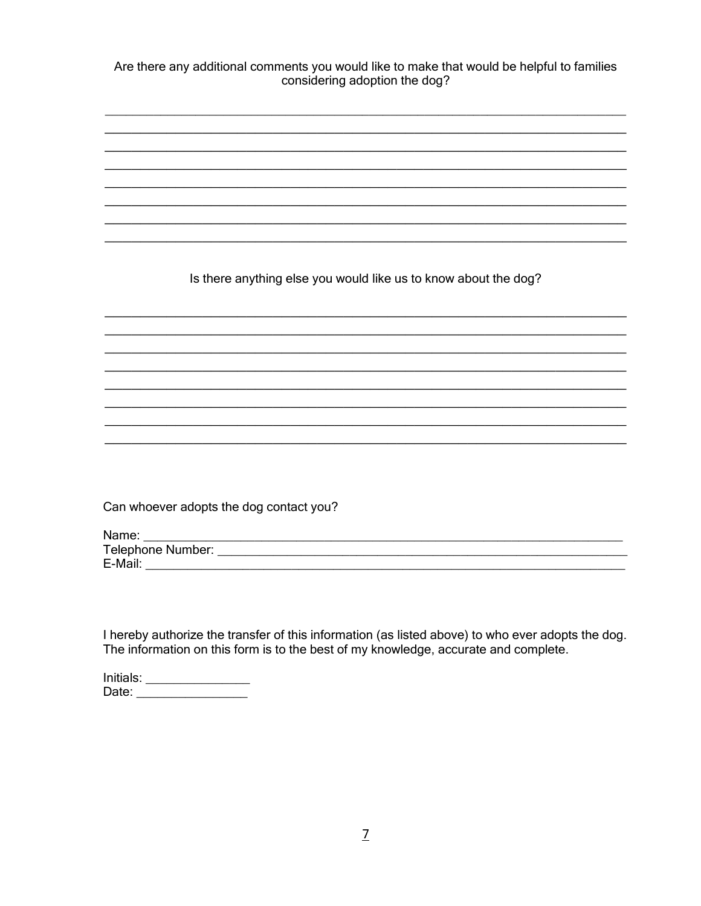Are there any additional comments you would like to make that would be helpful to families considering adoption the dog?

\_\_\_\_\_\_\_\_\_\_\_\_\_\_\_\_\_\_\_\_\_\_\_\_\_\_\_\_\_\_\_\_\_\_\_\_\_\_\_\_\_\_\_\_\_\_\_\_\_\_\_\_\_\_\_\_\_\_\_\_\_\_\_\_\_\_\_\_\_\_\_\_\_\_\_\_
\_\_\_\_\_\_\_\_\_\_\_\_\_\_\_\_\_\_\_\_\_\_\_\_\_\_\_\_\_\_\_\_\_\_\_\_\_\_\_\_\_\_\_\_\_\_\_\_\_\_\_\_\_\_\_\_\_\_\_\_\_\_\_\_\_\_\_\_\_\_\_\_\_\_\_\_
\_\_\_\_\_\_\_\_\_\_\_\_\_\_\_\_\_\_\_\_\_\_\_\_\_\_\_\_\_\_\_\_\_\_\_\_\_\_\_\_\_\_\_\_\_\_\_\_\_\_\_\_\_\_\_\_\_\_\_\_\_\_\_\_\_\_\_\_\_\_\_\_\_\_\_\_
\_\_\_\_\_\_\_\_\_\_\_\_\_\_\_\_\_\_\_\_\_\_\_\_\_\_\_\_\_\_\_\_\_\_\_\_\_\_\_\_\_\_\_\_\_\_\_\_\_\_\_\_\_\_\_\_\_\_\_\_\_\_\_\_\_\_\_\_\_\_\_\_\_\_\_\_
\_\_\_\_\_\_\_\_\_\_\_\_\_\_\_\_\_\_\_\_\_\_\_\_\_\_\_\_\_\_\_\_\_\_\_\_\_\_\_\_\_\_\_\_\_\_\_\_\_\_\_\_\_\_\_\_\_\_\_\_\_\_\_\_\_\_\_\_\_\_\_\_\_\_\_\_
\_\_\_\_\_\_\_\_\_\_\_\_\_\_\_\_\_\_\_\_\_\_\_\_\_\_\_\_\_\_\_\_\_\_\_\_\_\_\_\_\_\_\_\_\_\_\_\_\_\_\_\_\_\_\_\_\_\_\_\_\_\_\_\_\_\_\_\_\_\_\_\_\_\_\_\_
\_\_\_\_\_\_\_\_\_\_\_\_\_\_\_\_\_\_\_\_\_\_\_\_\_\_\_\_\_\_\_\_\_\_\_\_\_\_\_\_\_\_\_\_\_\_\_\_\_\_\_\_\_\_\_\_\_\_\_\_\_\_\_\_\_\_\_\_\_\_\_\_\_\_\_\_
\_\_\_\_\_\_\_\_\_\_\_\_\_\_\_\_\_\_\_\_\_\_\_\_\_\_\_\_\_\_\_\_\_\_\_\_\_\_\_\_\_\_\_\_\_\_\_\_\_\_\_\_\_\_\_\_\_\_\_\_\_\_\_\_\_\_\_\_\_\_\_\_\_\_\_\_

Is there anything else you would like us to know about the dog?

\_\_\_\_\_\_\_\_\_\_\_\_\_\_\_\_\_\_\_\_\_\_\_\_\_\_\_\_\_\_\_\_\_\_\_\_\_\_\_\_\_\_\_\_\_\_\_\_\_\_\_\_\_\_\_\_\_\_\_\_\_\_\_\_\_\_\_\_\_\_\_\_\_\_\_\_
\_\_\_\_\_\_\_\_\_\_\_\_\_\_\_\_\_\_\_\_\_\_\_\_\_\_\_\_\_\_\_\_\_\_\_\_\_\_\_\_\_\_\_\_\_\_\_\_\_\_\_\_\_\_\_\_\_\_\_\_\_\_\_\_\_\_\_\_\_\_\_\_\_\_\_\_
\_\_\_\_\_\_\_\_\_\_\_\_\_\_\_\_\_\_\_\_\_\_\_\_\_\_\_\_\_\_\_\_\_\_\_\_\_\_\_\_\_\_\_\_\_\_\_\_\_\_\_\_\_\_\_\_\_\_\_\_\_\_\_\_\_\_\_\_\_\_\_\_\_\_\_\_
\_\_\_\_\_\_\_\_\_\_\_\_\_\_\_\_\_\_\_\_\_\_\_\_\_\_\_\_\_\_\_\_\_\_\_\_\_\_\_\_\_\_\_\_\_\_\_\_\_\_\_\_\_\_\_\_\_\_\_\_\_\_\_\_\_\_\_\_\_\_\_\_\_\_\_\_
\_\_\_\_\_\_\_\_\_\_\_\_\_\_\_\_\_\_\_\_\_\_\_\_\_\_\_\_\_\_\_\_\_\_\_\_\_\_\_\_\_\_\_\_\_\_\_\_\_\_\_\_\_\_\_\_\_\_\_\_\_\_\_\_\_\_\_\_\_\_\_\_\_\_\_\_
\_\_\_\_\_\_\_\_\_\_\_\_\_\_\_\_\_\_\_\_\_\_\_\_\_\_\_\_\_\_\_\_\_\_\_\_\_\_\_\_\_\_\_\_\_\_\_\_\_\_\_\_\_\_\_\_\_\_\_\_\_\_\_\_\_\_\_\_\_\_\_\_\_\_\_\_
\_\_\_\_\_\_\_\_\_\_\_\_\_\_\_\_\_\_\_\_\_\_\_\_\_\_\_\_\_\_\_\_\_\_\_\_\_\_\_\_\_\_\_\_\_\_\_\_\_\_\_\_\_\_\_\_\_\_\_\_\_\_\_\_\_\_\_\_\_\_\_\_\_\_\_\_
\_\_\_\_\_\_\_\_\_\_\_\_\_\_\_\_\_\_\_\_\_\_\_\_\_\_\_\_\_\_\_\_\_\_\_\_\_\_\_\_\_\_\_\_\_\_\_\_\_\_\_\_\_\_\_\_\_\_\_\_\_\_\_\_\_\_\_\_\_\_\_\_\_\_\_\_

Can whoever adopts the dog contact you?

Name: \_\_\_\_\_\_\_\_\_\_\_\_\_\_\_\_\_\_\_\_\_\_\_\_\_\_\_\_\_\_\_\_\_\_\_\_\_\_\_\_\_\_\_\_\_\_\_\_\_\_\_\_\_\_\_\_\_\_\_\_\_\_\_\_\_\_\_\_\_\_
Telephone Number: \_\_\_\_\_\_\_\_\_\_\_\_\_\_\_\_\_\_\_\_\_\_\_\_\_\_\_\_\_\_\_\_\_\_\_\_\_\_\_\_\_\_\_\_\_\_\_\_\_\_\_\_\_\_\_\_\_\_\_\_\_\_
E-Mail: \_\_\_\_\_\_\_\_\_\_\_\_\_\_\_\_\_\_\_\_\_\_\_\_\_\_\_\_\_\_\_\_\_\_\_\_\_\_\_\_\_\_\_\_\_\_\_\_\_\_\_\_\_\_\_\_\_\_\_\_\_\_\_\_\_\_\_\_\_\_

I hereby authorize the transfer of this information (as listed above) to who ever adopts the dog. The information on this form is to the best of my knowledge, accurate and complete.

Initials: \_\_\_\_\_\_\_\_\_\_\_\_\_\_\_\_
Date: \_\_\_\_\_\_\_\_\_\_\_\_\_\_\_\_\_